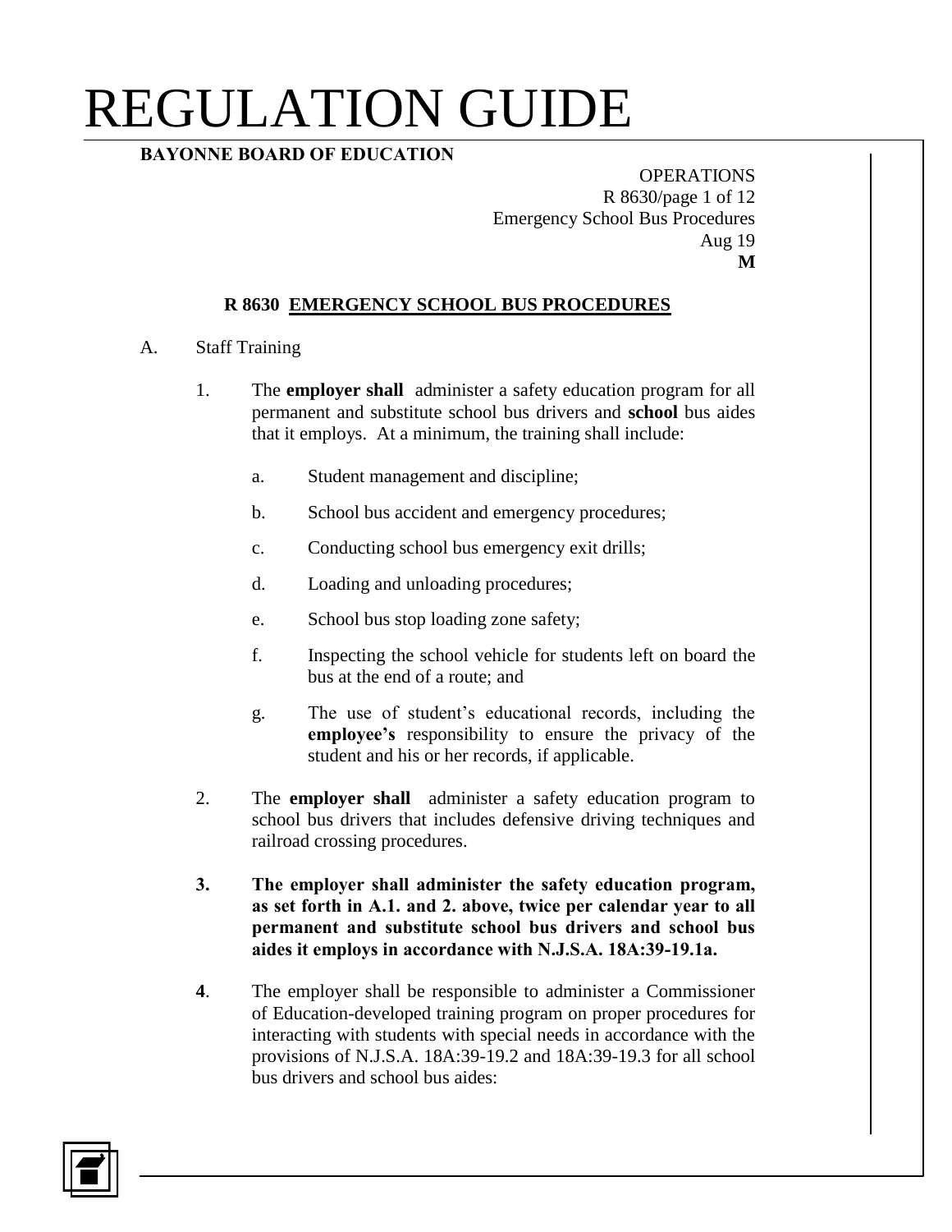# REGULATION GUIDE

**BAYONNE BOARD OF EDUCATION**

OPERATIONS
R 8630/page 1 of 12
Emergency School Bus Procedures
Aug 19
**M**

## R 8630 EMERGENCY SCHOOL BUS PROCEDURES

A. Staff Training

1. The **employer shall** administer a safety education program for all permanent and substitute school bus drivers and **school** bus aides that it employs. At a minimum, the training shall include:

    a. Student management and discipline;

    b. School bus accident and emergency procedures;

    c. Conducting school bus emergency exit drills;

    d. Loading and unloading procedures;

    e. School bus stop loading zone safety;

    f. Inspecting the school vehicle for students left on board the bus at the end of a route; and

    g. The use of student's educational records, including the **employee's** responsibility to ensure the privacy of the student and his or her records, if applicable.

2. The **employer shall** administer a safety education program to school bus drivers that includes defensive driving techniques and railroad crossing procedures.

3. **The employer shall administer the safety education program, as set forth in A.1. and 2. above, twice per calendar year to all permanent and substitute school bus drivers and school bus aides it employs in accordance with N.J.S.A. 18A:39-19.1a.**

**4**. The employer shall be responsible to administer a Commissioner of Education-developed training program on proper procedures for interacting with students with special needs in accordance with the provisions of N.J.S.A. 18A:39-19.2 and 18A:39-19.3 for all school bus drivers and school bus aides: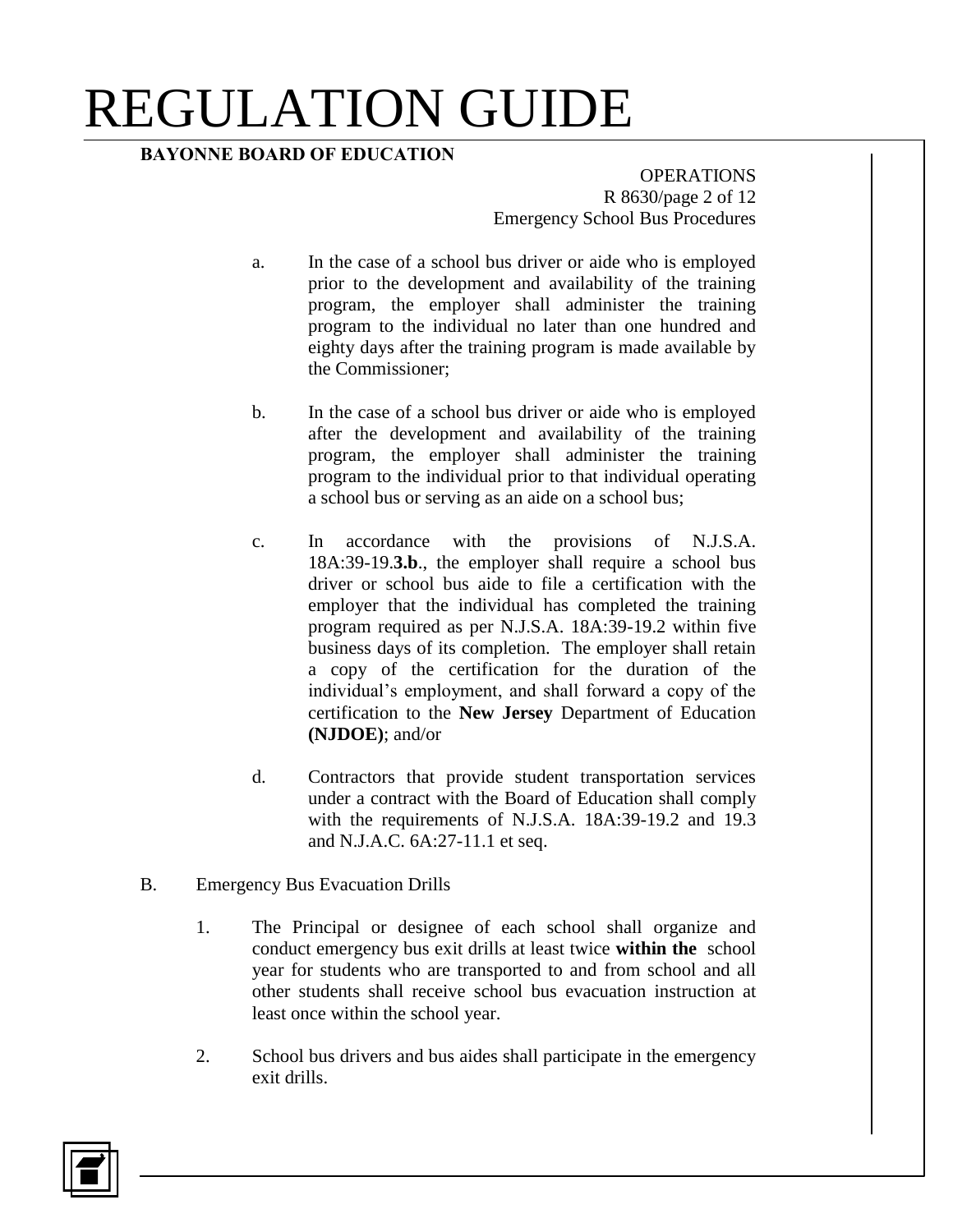a. In the case of a school bus driver or aide who is employed prior to the development and availability of the training program, the employer shall administer the training program to the individual no later than one hundred and eighty days after the training program is made available by the Commissioner;

b. In the case of a school bus driver or aide who is employed after the development and availability of the training program, the employer shall administer the training program to the individual prior to that individual operating a school bus or serving as an aide on a school bus;

c. In accordance with the provisions of N.J.S.A. 18A:39-19.**3.b**., the employer shall require a school bus driver or school bus aide to file a certification with the employer that the individual has completed the training program required as per N.J.S.A. 18A:39-19.2 within five business days of its completion. The employer shall retain a copy of the certification for the duration of the individual's employment, and shall forward a copy of the certification to the **New Jersey** Department of Education **(NJDOE)**; and/or

d. Contractors that provide student transportation services under a contract with the Board of Education shall comply with the requirements of N.J.S.A. 18A:39-19.2 and 19.3 and N.J.A.C. 6A:27-11.1 et seq.

B. Emergency Bus Evacuation Drills

1. The Principal or designee of each school shall organize and conduct emergency bus exit drills at least twice **within the** school year for students who are transported to and from school and all other students shall receive school bus evacuation instruction at least once within the school year.

2. School bus drivers and bus aides shall participate in the emergency exit drills.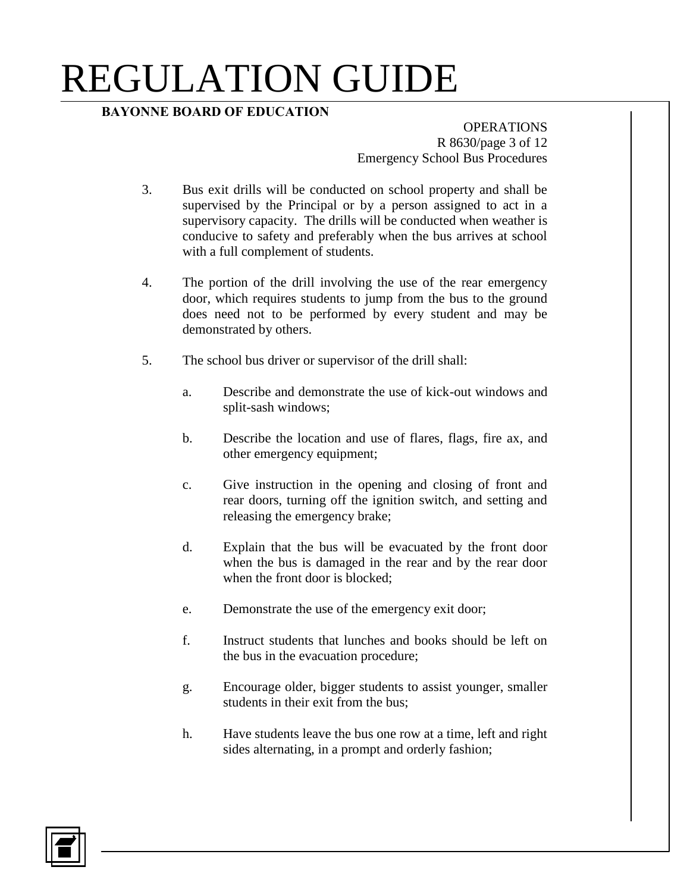3. Bus exit drills will be conducted on school property and shall be supervised by the Principal or by a person assigned to act in a supervisory capacity. The drills will be conducted when weather is conducive to safety and preferably when the bus arrives at school with a full complement of students.

4. The portion of the drill involving the use of the rear emergency door, which requires students to jump from the bus to the ground does need not to be performed by every student and may be demonstrated by others.

5. The school bus driver or supervisor of the drill shall:

   a. Describe and demonstrate the use of kick-out windows and split-sash windows;

   b. Describe the location and use of flares, flags, fire ax, and other emergency equipment;

   c. Give instruction in the opening and closing of front and rear doors, turning off the ignition switch, and setting and releasing the emergency brake;

   d. Explain that the bus will be evacuated by the front door when the bus is damaged in the rear and by the rear door when the front door is blocked;

   e. Demonstrate the use of the emergency exit door;

   f. Instruct students that lunches and books should be left on the bus in the evacuation procedure;

   g. Encourage older, bigger students to assist younger, smaller students in their exit from the bus;

   h. Have students leave the bus one row at a time, left and right sides alternating, in a prompt and orderly fashion;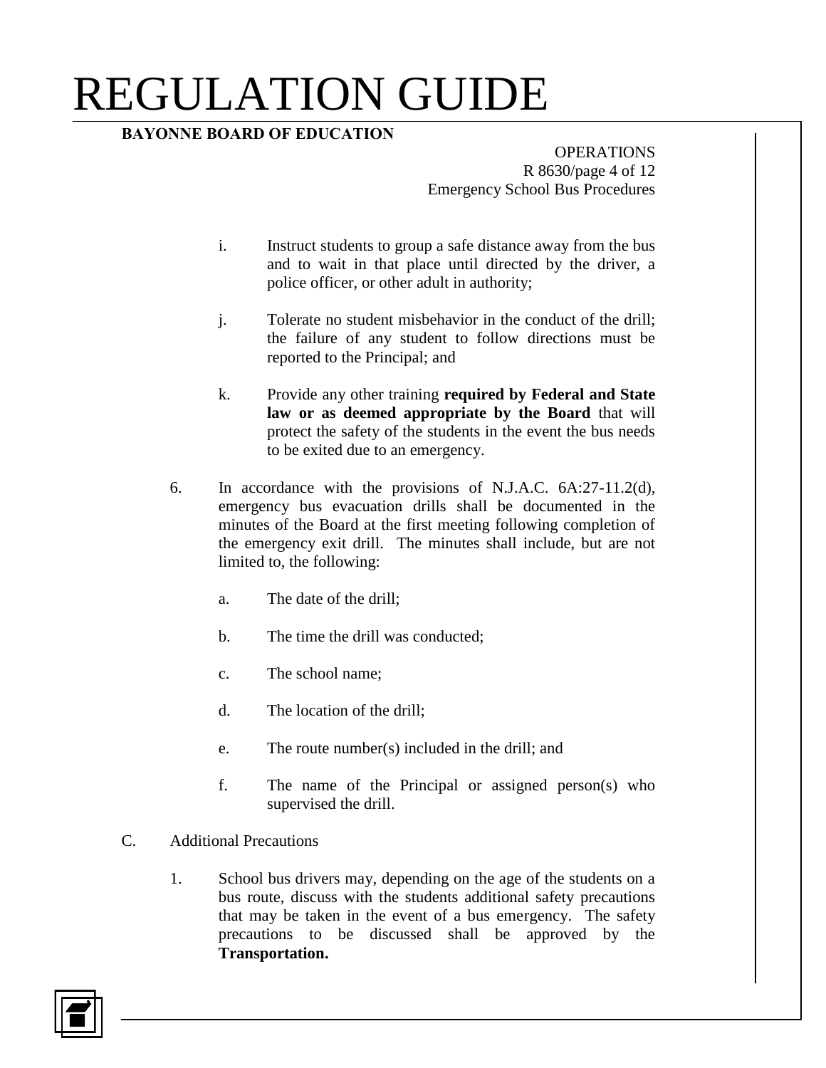i. Instruct students to group a safe distance away from the bus and to wait in that place until directed by the driver, a police officer, or other adult in authority;

j. Tolerate no student misbehavior in the conduct of the drill; the failure of any student to follow directions must be reported to the Principal; and

k. Provide any other training **required by Federal and State law or as deemed appropriate by the Board** that will protect the safety of the students in the event the bus needs to be exited due to an emergency.

6. In accordance with the provisions of N.J.A.C. 6A:27-11.2(d), emergency bus evacuation drills shall be documented in the minutes of the Board at the first meeting following completion of the emergency exit drill. The minutes shall include, but are not limited to, the following:

   a. The date of the drill;

   b. The time the drill was conducted;

   c. The school name;

   d. The location of the drill;

   e. The route number(s) included in the drill; and

   f. The name of the Principal or assigned person(s) who supervised the drill.

C. Additional Precautions

1. School bus drivers may, depending on the age of the students on a bus route, discuss with the students additional safety precautions that may be taken in the event of a bus emergency. The safety precautions to be discussed shall be approved by the **Transportation.**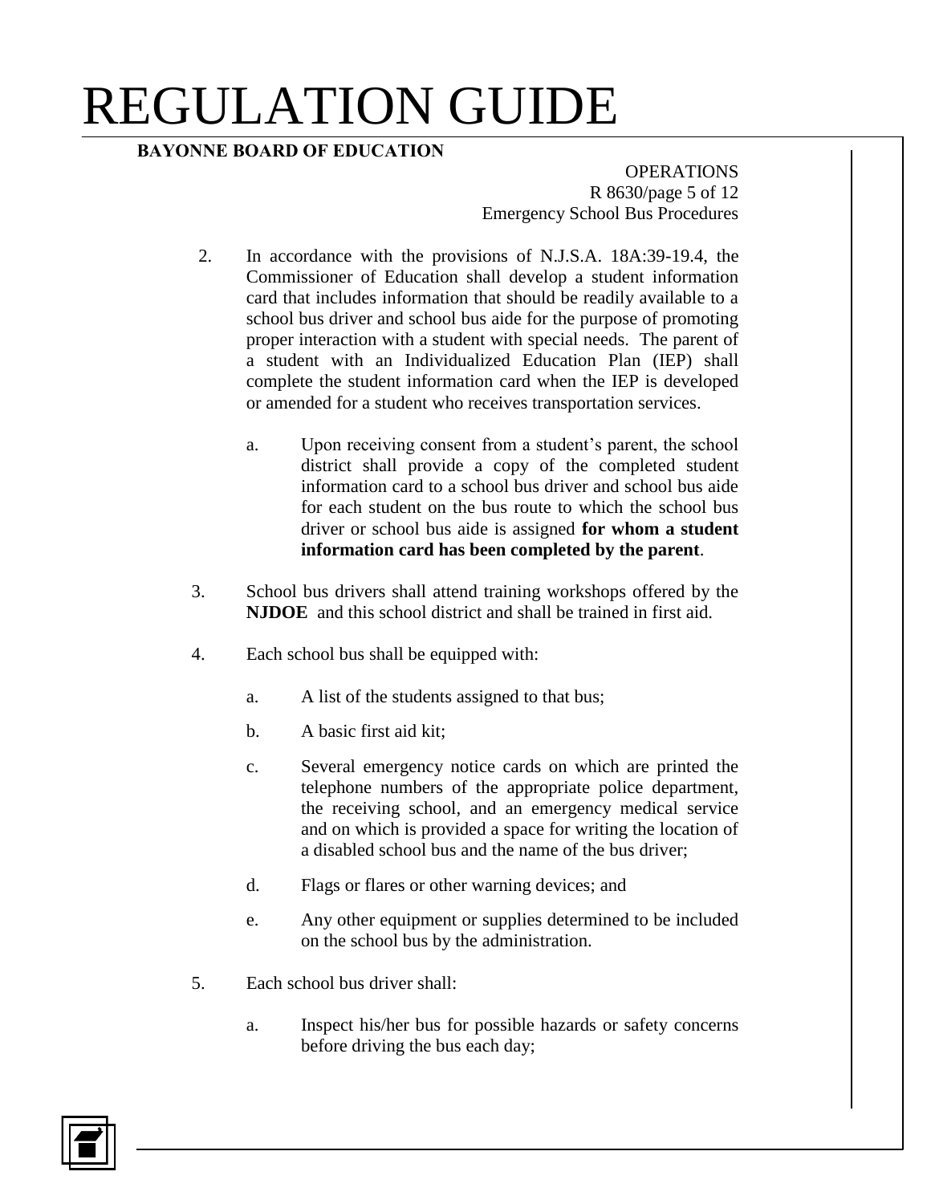2. In accordance with the provisions of N.J.S.A. 18A:39-19.4, the Commissioner of Education shall develop a student information card that includes information that should be readily available to a school bus driver and school bus aide for the purpose of promoting proper interaction with a student with special needs. The parent of a student with an Individualized Education Plan (IEP) shall complete the student information card when the IEP is developed or amended for a student who receives transportation services.

   a. Upon receiving consent from a student's parent, the school district shall provide a copy of the completed student information card to a school bus driver and school bus aide for each student on the bus route to which the school bus driver or school bus aide is assigned **for whom a student information card has been completed by the parent**.

3. School bus drivers shall attend training workshops offered by the **NJDOE** and this school district and shall be trained in first aid.

4. Each school bus shall be equipped with:

   a. A list of the students assigned to that bus;

   b. A basic first aid kit;

   c. Several emergency notice cards on which are printed the telephone numbers of the appropriate police department, the receiving school, and an emergency medical service and on which is provided a space for writing the location of a disabled school bus and the name of the bus driver;

   d. Flags or flares or other warning devices; and

   e. Any other equipment or supplies determined to be included on the school bus by the administration.

5. Each school bus driver shall:

   a. Inspect his/her bus for possible hazards or safety concerns before driving the bus each day;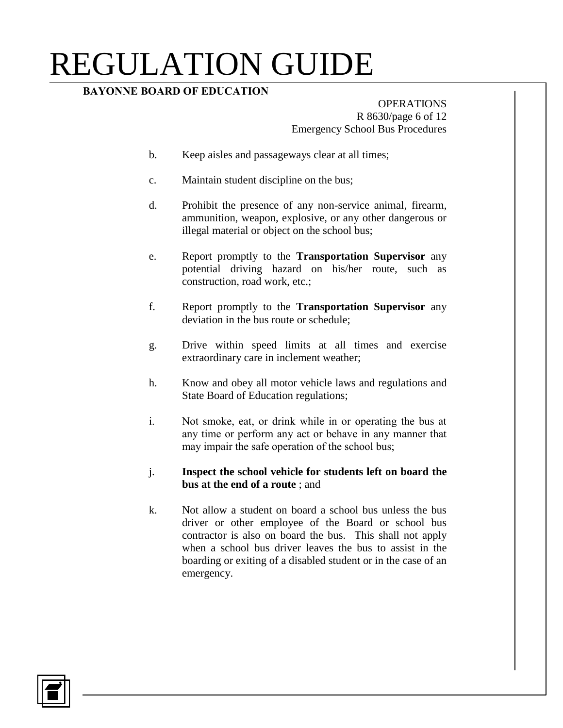b. Keep aisles and passageways clear at all times;

c. Maintain student discipline on the bus;

d. Prohibit the presence of any non-service animal, firearm, ammunition, weapon, explosive, or any other dangerous or illegal material or object on the school bus;

e. Report promptly to the **Transportation Supervisor** any potential driving hazard on his/her route, such as construction, road work, etc.;

f. Report promptly to the **Transportation Supervisor** any deviation in the bus route or schedule;

g. Drive within speed limits at all times and exercise extraordinary care in inclement weather;

h. Know and obey all motor vehicle laws and regulations and State Board of Education regulations;

i. Not smoke, eat, or drink while in or operating the bus at any time or perform any act or behave in any manner that may impair the safe operation of the school bus;

j. **Inspect the school vehicle for students left on board the bus at the end of a route** ; and

k. Not allow a student on board a school bus unless the bus driver or other employee of the Board or school bus contractor is also on board the bus. This shall not apply when a school bus driver leaves the bus to assist in the boarding or exiting of a disabled student or in the case of an emergency.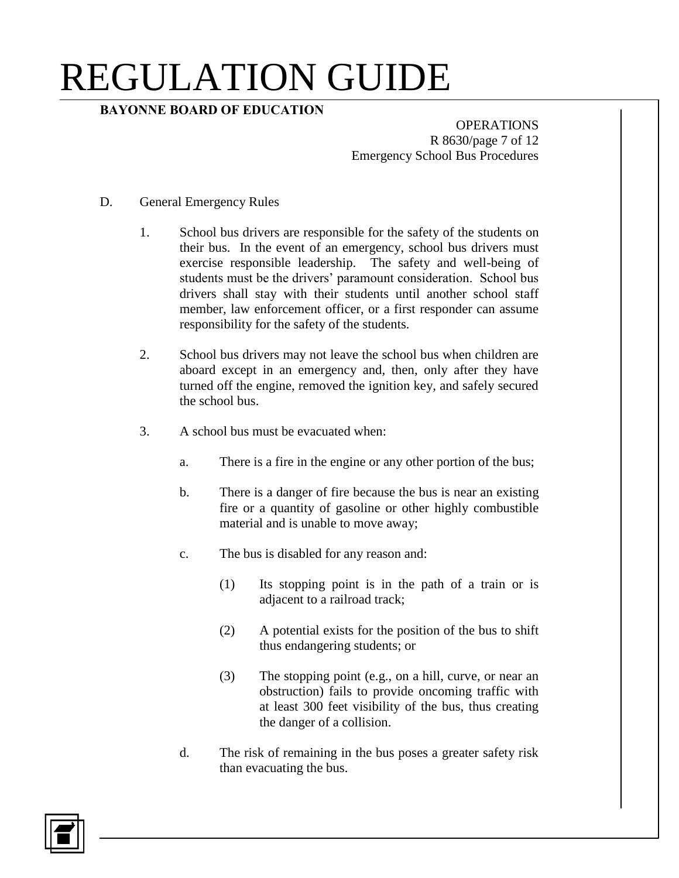D. General Emergency Rules

1. School bus drivers are responsible for the safety of the students on their bus. In the event of an emergency, school bus drivers must exercise responsible leadership. The safety and well-being of students must be the drivers' paramount consideration. School bus drivers shall stay with their students until another school staff member, law enforcement officer, or a first responder can assume responsibility for the safety of the students.

2. School bus drivers may not leave the school bus when children are aboard except in an emergency and, then, only after they have turned off the engine, removed the ignition key, and safely secured the school bus.

3. A school bus must be evacuated when:

   a. There is a fire in the engine or any other portion of the bus;

   b. There is a danger of fire because the bus is near an existing fire or a quantity of gasoline or other highly combustible material and is unable to move away;

   c. The bus is disabled for any reason and:

      (1) Its stopping point is in the path of a train or is adjacent to a railroad track;

      (2) A potential exists for the position of the bus to shift thus endangering students; or

      (3) The stopping point (e.g., on a hill, curve, or near an obstruction) fails to provide oncoming traffic with at least 300 feet visibility of the bus, thus creating the danger of a collision.

   d. The risk of remaining in the bus poses a greater safety risk than evacuating the bus.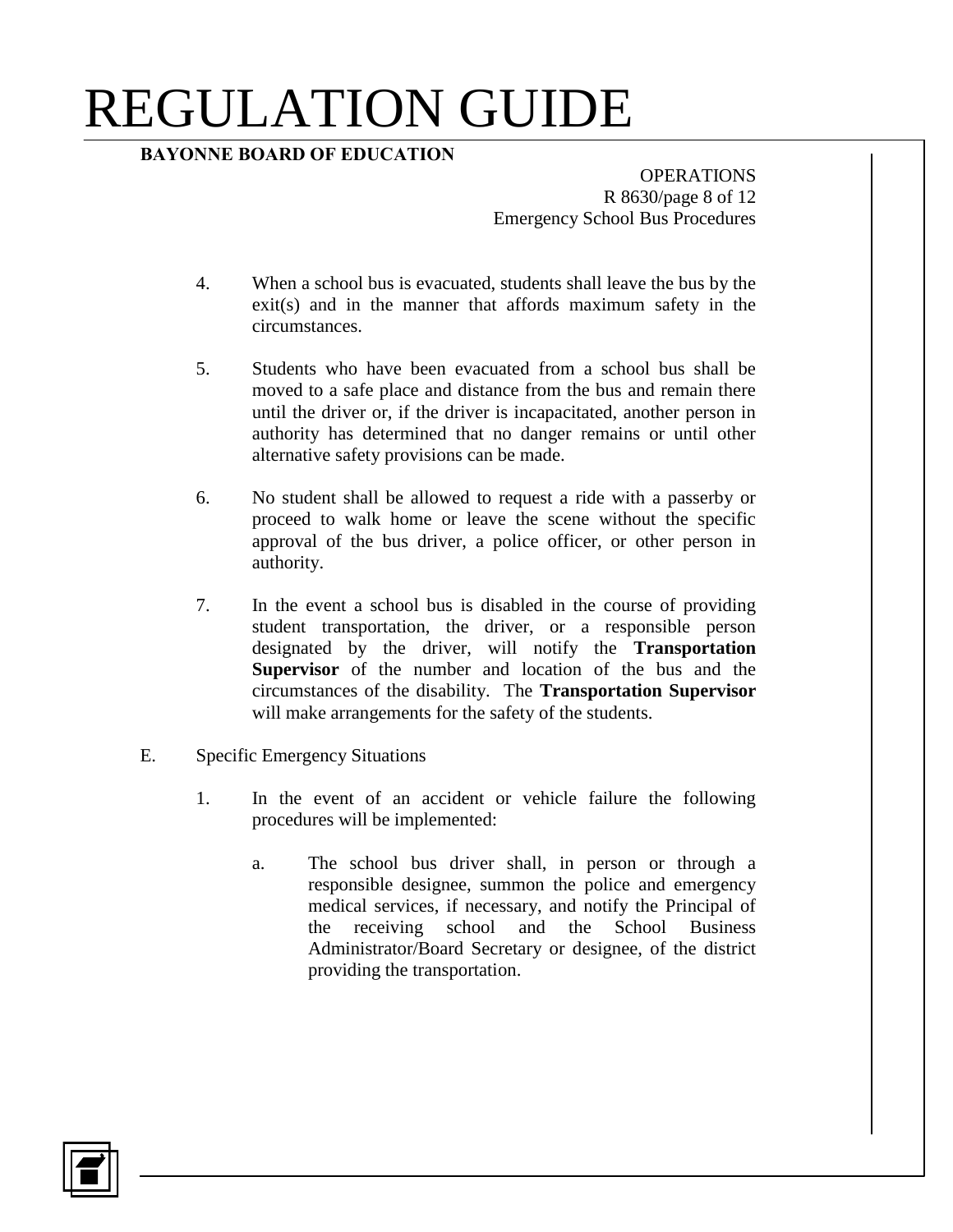4. When a school bus is evacuated, students shall leave the bus by the exit(s) and in the manner that affords maximum safety in the circumstances.

5. Students who have been evacuated from a school bus shall be moved to a safe place and distance from the bus and remain there until the driver or, if the driver is incapacitated, another person in authority has determined that no danger remains or until other alternative safety provisions can be made.

6. No student shall be allowed to request a ride with a passerby or proceed to walk home or leave the scene without the specific approval of the bus driver, a police officer, or other person in authority.

7. In the event a school bus is disabled in the course of providing student transportation, the driver, or a responsible person designated by the driver, will notify the **Transportation Supervisor** of the number and location of the bus and the circumstances of the disability. The **Transportation Supervisor** will make arrangements for the safety of the students.

E. Specific Emergency Situations

1. In the event of an accident or vehicle failure the following procedures will be implemented:

   a. The school bus driver shall, in person or through a responsible designee, summon the police and emergency medical services, if necessary, and notify the Principal of the receiving school and the School Business Administrator/Board Secretary or designee, of the district providing the transportation.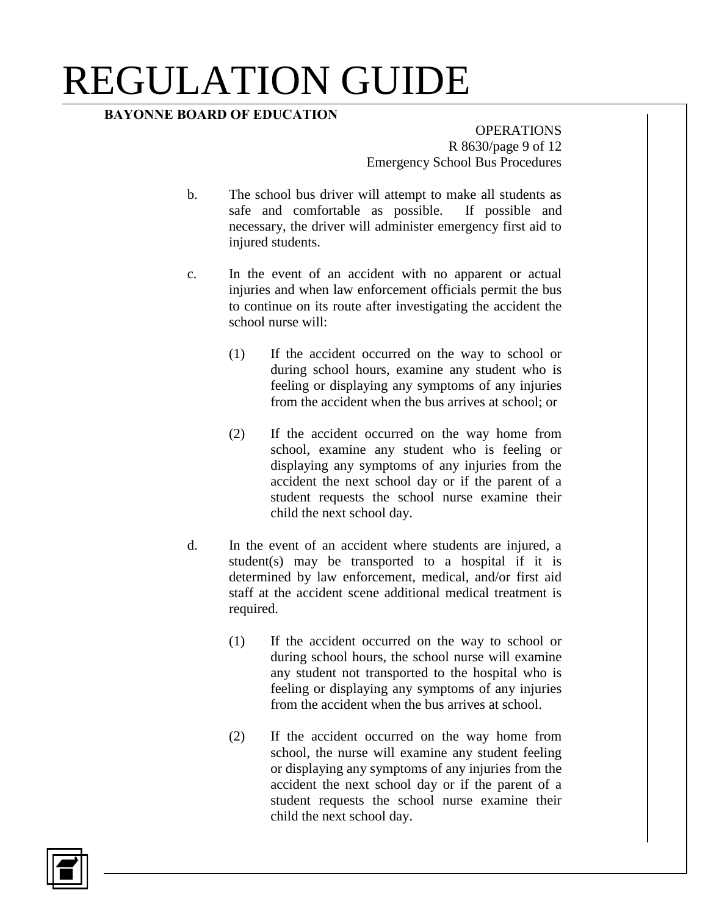b. The school bus driver will attempt to make all students as safe and comfortable as possible. If possible and necessary, the driver will administer emergency first aid to injured students.

c. In the event of an accident with no apparent or actual injuries and when law enforcement officials permit the bus to continue on its route after investigating the accident the school nurse will:

   (1) If the accident occurred on the way to school or during school hours, examine any student who is feeling or displaying any symptoms of any injuries from the accident when the bus arrives at school; or

   (2) If the accident occurred on the way home from school, examine any student who is feeling or displaying any symptoms of any injuries from the accident the next school day or if the parent of a student requests the school nurse examine their child the next school day.

d. In the event of an accident where students are injured, a student(s) may be transported to a hospital if it is determined by law enforcement, medical, and/or first aid staff at the accident scene additional medical treatment is required.

   (1) If the accident occurred on the way to school or during school hours, the school nurse will examine any student not transported to the hospital who is feeling or displaying any symptoms of any injuries from the accident when the bus arrives at school.

   (2) If the accident occurred on the way home from school, the nurse will examine any student feeling or displaying any symptoms of any injuries from the accident the next school day or if the parent of a student requests the school nurse examine their child the next school day.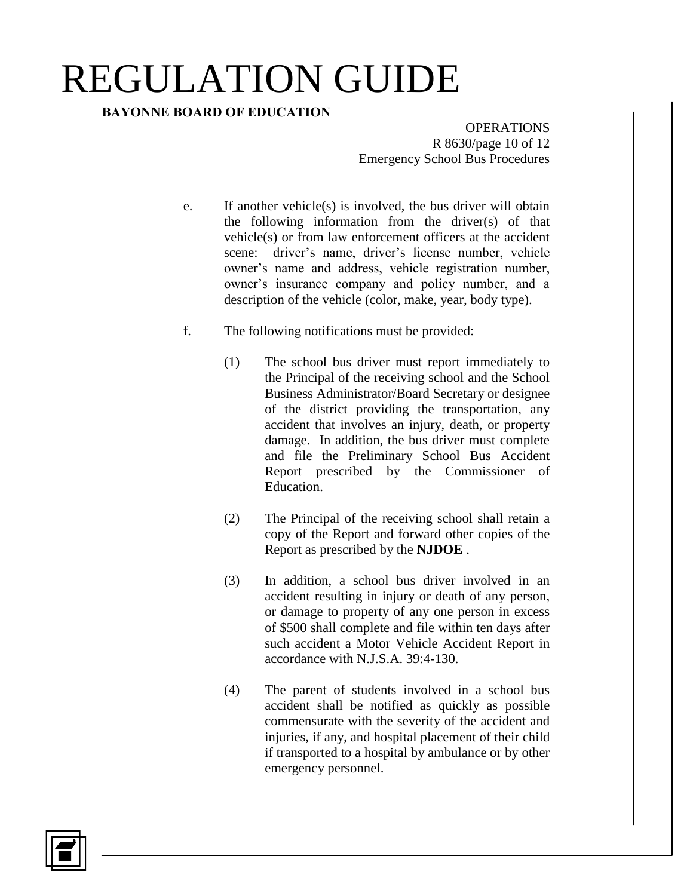e. If another vehicle(s) is involved, the bus driver will obtain the following information from the driver(s) of that vehicle(s) or from law enforcement officers at the accident scene: driver's name, driver's license number, vehicle owner's name and address, vehicle registration number, owner's insurance company and policy number, and a description of the vehicle (color, make, year, body type).

f. The following notifications must be provided:

   (1) The school bus driver must report immediately to the Principal of the receiving school and the School Business Administrator/Board Secretary or designee of the district providing the transportation, any accident that involves an injury, death, or property damage. In addition, the bus driver must complete and file the Preliminary School Bus Accident Report prescribed by the Commissioner of Education.

   (2) The Principal of the receiving school shall retain a copy of the Report and forward other copies of the Report as prescribed by the **NJDOE** .

   (3) In addition, a school bus driver involved in an accident resulting in injury or death of any person, or damage to property of any one person in excess of $500 shall complete and file within ten days after such accident a Motor Vehicle Accident Report in accordance with N.J.S.A. 39:4-130.

   (4) The parent of students involved in a school bus accident shall be notified as quickly as possible commensurate with the severity of the accident and injuries, if any, and hospital placement of their child if transported to a hospital by ambulance or by other emergency personnel.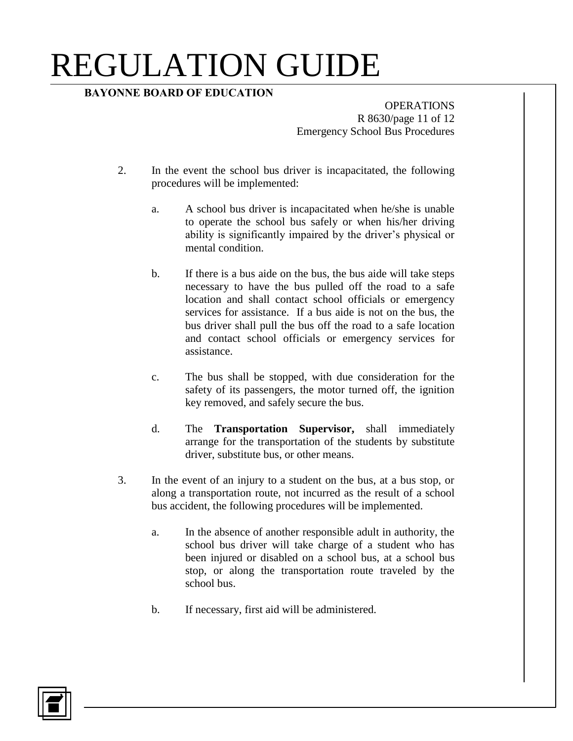2. In the event the school bus driver is incapacitated, the following procedures will be implemented:

   a. A school bus driver is incapacitated when he/she is unable to operate the school bus safely or when his/her driving ability is significantly impaired by the driver's physical or mental condition.

   b. If there is a bus aide on the bus, the bus aide will take steps necessary to have the bus pulled off the road to a safe location and shall contact school officials or emergency services for assistance. If a bus aide is not on the bus, the bus driver shall pull the bus off the road to a safe location and contact school officials or emergency services for assistance.

   c. The bus shall be stopped, with due consideration for the safety of its passengers, the motor turned off, the ignition key removed, and safely secure the bus.

   d. The **Transportation Supervisor,** shall immediately arrange for the transportation of the students by substitute driver, substitute bus, or other means.

3. In the event of an injury to a student on the bus, at a bus stop, or along a transportation route, not incurred as the result of a school bus accident, the following procedures will be implemented.

   a. In the absence of another responsible adult in authority, the school bus driver will take charge of a student who has been injured or disabled on a school bus, at a school bus stop, or along the transportation route traveled by the school bus.

   b. If necessary, first aid will be administered.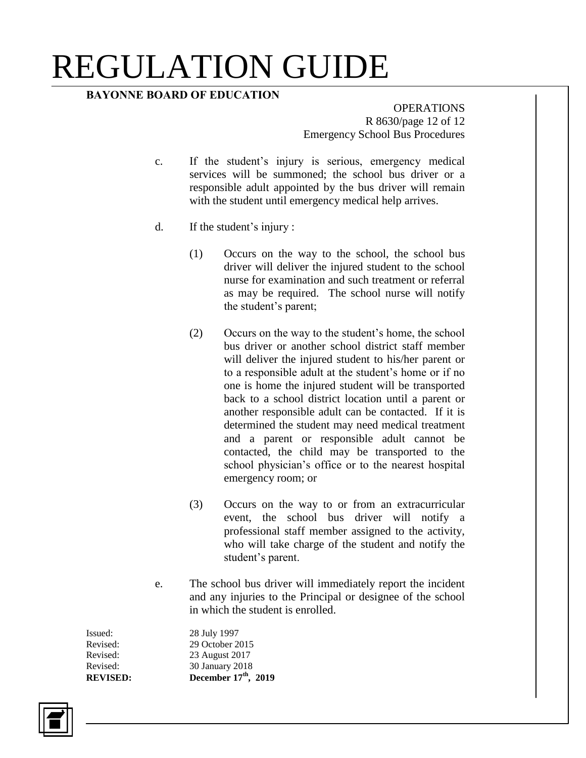c. If the student's injury is serious, emergency medical services will be summoned; the school bus driver or a responsible adult appointed by the bus driver will remain with the student until emergency medical help arrives.

d. If the student's injury :

   (1) Occurs on the way to the school, the school bus driver will deliver the injured student to the school nurse for examination and such treatment or referral as may be required. The school nurse will notify the student's parent;

   (2) Occurs on the way to the student's home, the school bus driver or another school district staff member will deliver the injured student to his/her parent or to a responsible adult at the student's home or if no one is home the injured student will be transported back to a school district location until a parent or another responsible adult can be contacted. If it is determined the student may need medical treatment and a parent or responsible adult cannot be contacted, the child may be transported to the school physician's office or to the nearest hospital emergency room; or

   (3) Occurs on the way to or from an extracurricular event, the school bus driver will notify a professional staff member assigned to the activity, who will take charge of the student and notify the student's parent.

e. The school bus driver will immediately report the incident and any injuries to the Principal or designee of the school in which the student is enrolled.

Issued: 28 July 1997
Revised: 29 October 2015
Revised: 23 August 2017
Revised: 30 January 2018
**REVISED: December 17th, 2019**